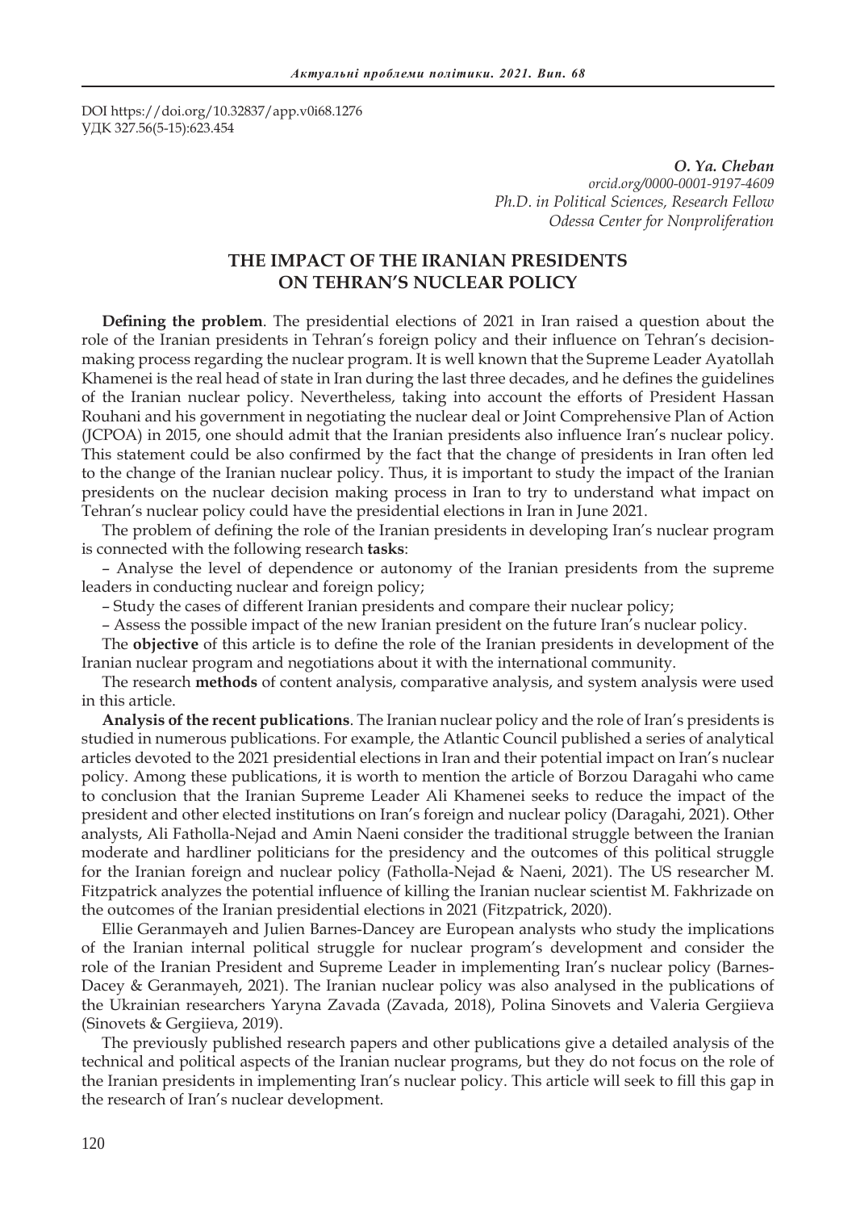DOI https://doi.org/10.32837/app.v0i68.1276
УДК 327.56(5-15):623.454

***O. Ya. Cheban***
*orcid.org/0000-0001-9197-4609*
*Ph.D. in Political Sciences, Research Fellow*
*Odessa Center for Nonproliferation*

# THE IMPACT OF THE IRANIAN PRESIDENTS ON TEHRAN'S NUCLEAR POLICY

**Defining the problem**. The presidential elections of 2021 in Iran raised a question about the role of the Iranian presidents in Tehran's foreign policy and their influence on Tehran's decision-making process regarding the nuclear program. It is well known that the Supreme Leader Ayatollah Khamenei is the real head of state in Iran during the last three decades, and he defines the guidelines of the Iranian nuclear policy. Nevertheless, taking into account the efforts of President Hassan Rouhani and his government in negotiating the nuclear deal or Joint Comprehensive Plan of Action (JCPOA) in 2015, one should admit that the Iranian presidents also influence Iran's nuclear policy. This statement could be also confirmed by the fact that the change of presidents in Iran often led to the change of the Iranian nuclear policy. Thus, it is important to study the impact of the Iranian presidents on the nuclear decision making process in Iran to try to understand what impact on Tehran's nuclear policy could have the presidential elections in Iran in June 2021.

The problem of defining the role of the Iranian presidents in developing Iran's nuclear program is connected with the following research **tasks**:

– Analyse the level of dependence or autonomy of the Iranian presidents from the supreme leaders in conducting nuclear and foreign policy;

– Study the cases of different Iranian presidents and compare their nuclear policy;

– Assess the possible impact of the new Iranian president on the future Iran's nuclear policy.

The **objective** of this article is to define the role of the Iranian presidents in development of the Iranian nuclear program and negotiations about it with the international community.

The research **methods** of content analysis, comparative analysis, and system analysis were used in this article.

**Analysis of the recent publications**. The Iranian nuclear policy and the role of Iran's presidents is studied in numerous publications. For example, the Atlantic Council published a series of analytical articles devoted to the 2021 presidential elections in Iran and their potential impact on Iran's nuclear policy. Among these publications, it is worth to mention the article of Borzou Daragahi who came to conclusion that the Iranian Supreme Leader Ali Khamenei seeks to reduce the impact of the president and other elected institutions on Iran's foreign and nuclear policy (Daragahi, 2021). Other analysts, Ali Fatholla-Nejad and Amin Naeni consider the traditional struggle between the Iranian moderate and hardliner politicians for the presidency and the outcomes of this political struggle for the Iranian foreign and nuclear policy (Fatholla-Nejad & Naeni, 2021). The US researcher M. Fitzpatrick analyzes the potential influence of killing the Iranian nuclear scientist M. Fakhrizade on the outcomes of the Iranian presidential elections in 2021 (Fitzpatrick, 2020).

Ellie Geranmayeh and Julien Barnes-Dancey are European analysts who study the implications of the Iranian internal political struggle for nuclear program's development and consider the role of the Iranian President and Supreme Leader in implementing Iran's nuclear policy (Barnes-Dacey & Geranmayeh, 2021). The Iranian nuclear policy was also analysed in the publications of the Ukrainian researchers Yaryna Zavada (Zavada, 2018), Polina Sinovets and Valeria Gergiieva (Sinovets & Gergiieva, 2019).

The previously published research papers and other publications give a detailed analysis of the technical and political aspects of the Iranian nuclear programs, but they do not focus on the role of the Iranian presidents in implementing Iran's nuclear policy. This article will seek to fill this gap in the research of Iran's nuclear development.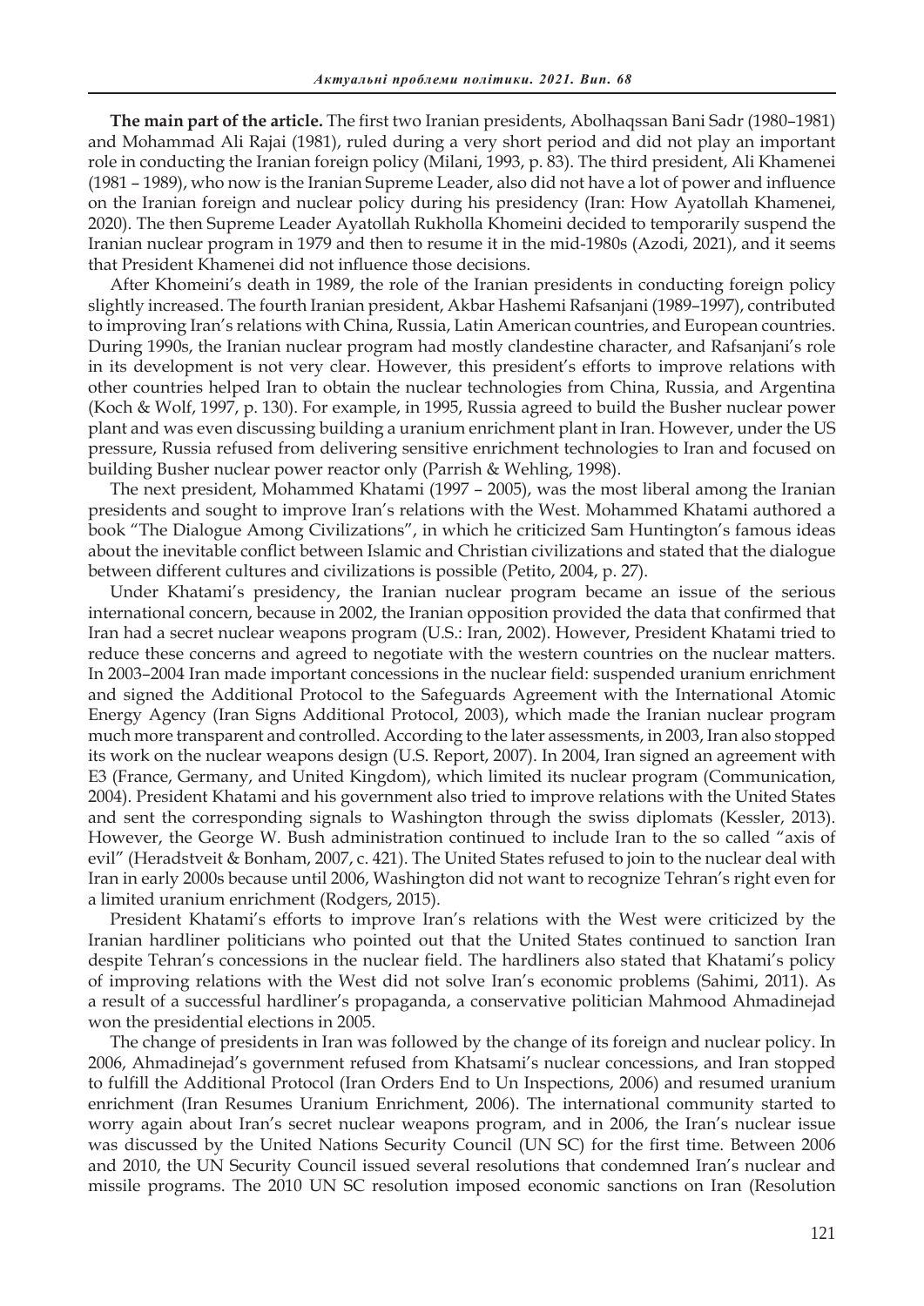**The main part of the article.** The first two Iranian presidents, Abolhaqssan Bani Sadr (1980–1981) and Mohammad Ali Rajai (1981), ruled during a very short period and did not play an important role in conducting the Iranian foreign policy (Milani, 1993, p. 83). The third president, Ali Khamenei (1981 – 1989), who now is the Iranian Supreme Leader, also did not have a lot of power and influence on the Iranian foreign and nuclear policy during his presidency (Iran: How Ayatollah Khamenei, 2020). The then Supreme Leader Ayatollah Rukholla Khomeini decided to temporarily suspend the Iranian nuclear program in 1979 and then to resume it in the mid-1980s (Azodi, 2021), and it seems that President Khamenei did not influence those decisions.

After Khomeini's death in 1989, the role of the Iranian presidents in conducting foreign policy slightly increased. The fourth Iranian president, Akbar Hashemi Rafsanjani (1989–1997), contributed to improving Iran's relations with China, Russia, Latin American countries, and European countries. During 1990s, the Iranian nuclear program had mostly clandestine character, and Rafsanjani's role in its development is not very clear. However, this president's efforts to improve relations with other countries helped Iran to obtain the nuclear technologies from China, Russia, and Argentina (Koch & Wolf, 1997, p. 130). For example, in 1995, Russia agreed to build the Busher nuclear power plant and was even discussing building a uranium enrichment plant in Iran. However, under the US pressure, Russia refused from delivering sensitive enrichment technologies to Iran and focused on building Busher nuclear power reactor only (Parrish & Wehling, 1998).

The next president, Mohammed Khatami (1997 – 2005), was the most liberal among the Iranian presidents and sought to improve Iran's relations with the West. Mohammed Khatami authored a book "The Dialogue Among Civilizations", in which he criticized Sam Huntington's famous ideas about the inevitable conflict between Islamic and Christian civilizations and stated that the dialogue between different cultures and civilizations is possible (Petito, 2004, p. 27).

Under Khatami's presidency, the Iranian nuclear program became an issue of the serious international concern, because in 2002, the Iranian opposition provided the data that confirmed that Iran had a secret nuclear weapons program (U.S.: Iran, 2002). However, President Khatami tried to reduce these concerns and agreed to negotiate with the western countries on the nuclear matters. In 2003–2004 Iran made important concessions in the nuclear field: suspended uranium enrichment and signed the Additional Protocol to the Safeguards Agreement with the International Atomic Energy Agency (Iran Signs Additional Protocol, 2003), which made the Iranian nuclear program much more transparent and controlled. According to the later assessments, in 2003, Iran also stopped its work on the nuclear weapons design (U.S. Report, 2007). In 2004, Iran signed an agreement with E3 (France, Germany, and United Kingdom), which limited its nuclear program (Communication, 2004). President Khatami and his government also tried to improve relations with the United States and sent the corresponding signals to Washington through the swiss diplomats (Kessler, 2013). However, the George W. Bush administration continued to include Iran to the so called "axis of evil" (Heradstveit & Bonham, 2007, c. 421). The United States refused to join to the nuclear deal with Iran in early 2000s because until 2006, Washington did not want to recognize Tehran's right even for a limited uranium enrichment (Rodgers, 2015).

President Khatami's efforts to improve Iran's relations with the West were criticized by the Iranian hardliner politicians who pointed out that the United States continued to sanction Iran despite Tehran's concessions in the nuclear field. The hardliners also stated that Khatami's policy of improving relations with the West did not solve Iran's economic problems (Sahimi, 2011). As a result of a successful hardliner's propaganda, a conservative politician Mahmood Ahmadinejad won the presidential elections in 2005.

The change of presidents in Iran was followed by the change of its foreign and nuclear policy. In 2006, Ahmadinejad's government refused from Khatsami's nuclear concessions, and Iran stopped to fulfill the Additional Protocol (Iran Orders End to Un Inspections, 2006) and resumed uranium enrichment (Iran Resumes Uranium Enrichment, 2006). The international community started to worry again about Iran's secret nuclear weapons program, and in 2006, the Iran's nuclear issue was discussed by the United Nations Security Council (UN SC) for the first time. Between 2006 and 2010, the UN Security Council issued several resolutions that condemned Iran's nuclear and missile programs. The 2010 UN SC resolution imposed economic sanctions on Iran (Resolution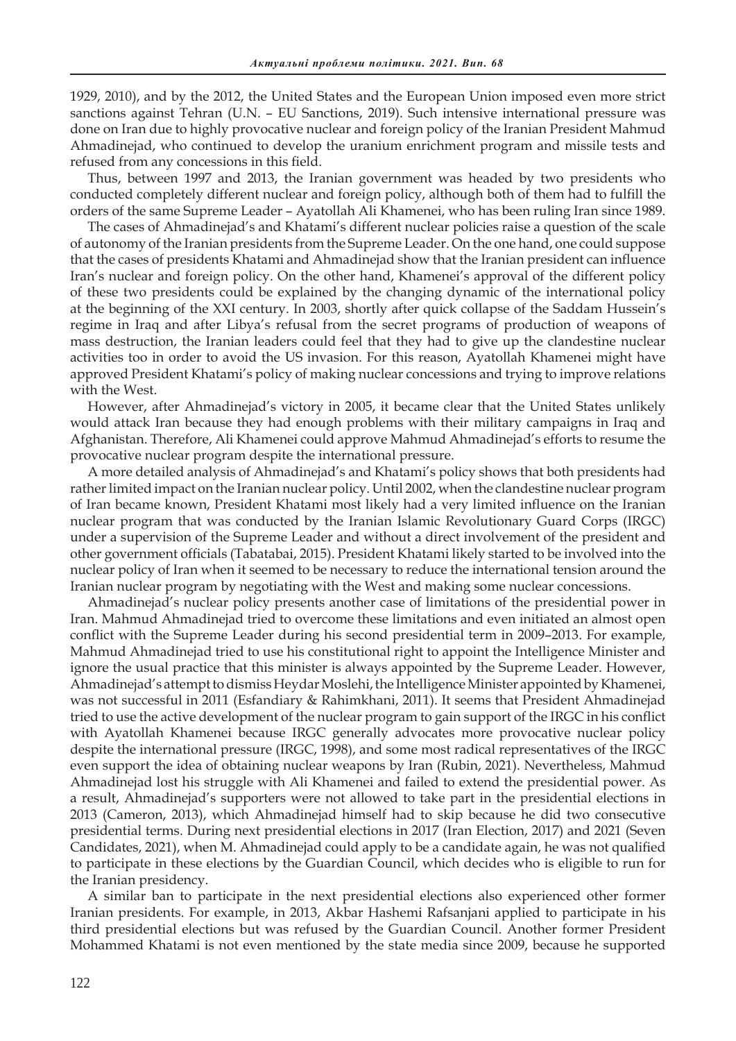1929, 2010), and by the 2012, the United States and the European Union imposed even more strict sanctions against Tehran (U.N. – EU Sanctions, 2019). Such intensive international pressure was done on Iran due to highly provocative nuclear and foreign policy of the Iranian President Mahmud Ahmadinejad, who continued to develop the uranium enrichment program and missile tests and refused from any concessions in this field.

Thus, between 1997 and 2013, the Iranian government was headed by two presidents who conducted completely different nuclear and foreign policy, although both of them had to fulfill the orders of the same Supreme Leader – Ayatollah Ali Khamenei, who has been ruling Iran since 1989.

The cases of Ahmadinejad's and Khatami's different nuclear policies raise a question of the scale of autonomy of the Iranian presidents from the Supreme Leader. On the one hand, one could suppose that the cases of presidents Khatami and Ahmadinejad show that the Iranian president can influence Iran's nuclear and foreign policy. On the other hand, Khamenei's approval of the different policy of these two presidents could be explained by the changing dynamic of the international policy at the beginning of the XXI century. In 2003, shortly after quick collapse of the Saddam Hussein's regime in Iraq and after Libya's refusal from the secret programs of production of weapons of mass destruction, the Iranian leaders could feel that they had to give up the clandestine nuclear activities too in order to avoid the US invasion. For this reason, Ayatollah Khamenei might have approved President Khatami's policy of making nuclear concessions and trying to improve relations with the West.

However, after Ahmadinejad's victory in 2005, it became clear that the United States unlikely would attack Iran because they had enough problems with their military campaigns in Iraq and Afghanistan. Therefore, Ali Khamenei could approve Mahmud Ahmadinejad's efforts to resume the provocative nuclear program despite the international pressure.

A more detailed analysis of Ahmadinejad's and Khatami's policy shows that both presidents had rather limited impact on the Iranian nuclear policy. Until 2002, when the clandestine nuclear program of Iran became known, President Khatami most likely had a very limited influence on the Iranian nuclear program that was conducted by the Iranian Islamic Revolutionary Guard Corps (IRGC) under a supervision of the Supreme Leader and without a direct involvement of the president and other government officials (Tabatabai, 2015). President Khatami likely started to be involved into the nuclear policy of Iran when it seemed to be necessary to reduce the international tension around the Iranian nuclear program by negotiating with the West and making some nuclear concessions.

Ahmadinejad's nuclear policy presents another case of limitations of the presidential power in Iran. Mahmud Ahmadinejad tried to overcome these limitations and even initiated an almost open conflict with the Supreme Leader during his second presidential term in 2009–2013. For example, Mahmud Ahmadinejad tried to use his constitutional right to appoint the Intelligence Minister and ignore the usual practice that this minister is always appointed by the Supreme Leader. However, Ahmadinejad's attempt to dismiss Heydar Moslehi, the Intelligence Minister appointed by Khamenei, was not successful in 2011 (Esfandiary & Rahimkhani, 2011). It seems that President Ahmadinejad tried to use the active development of the nuclear program to gain support of the IRGC in his conflict with Ayatollah Khamenei because IRGC generally advocates more provocative nuclear policy despite the international pressure (IRGC, 1998), and some most radical representatives of the IRGC even support the idea of obtaining nuclear weapons by Iran (Rubin, 2021). Nevertheless, Mahmud Ahmadinejad lost his struggle with Ali Khamenei and failed to extend the presidential power. As a result, Ahmadinejad's supporters were not allowed to take part in the presidential elections in 2013 (Cameron, 2013), which Ahmadinejad himself had to skip because he did two consecutive presidential terms. During next presidential elections in 2017 (Iran Election, 2017) and 2021 (Seven Candidates, 2021), when M. Ahmadinejad could apply to be a candidate again, he was not qualified to participate in these elections by the Guardian Council, which decides who is eligible to run for the Iranian presidency.

A similar ban to participate in the next presidential elections also experienced other former Iranian presidents. For example, in 2013, Akbar Hashemi Rafsanjani applied to participate in his third presidential elections but was refused by the Guardian Council. Another former President Mohammed Khatami is not even mentioned by the state media since 2009, because he supported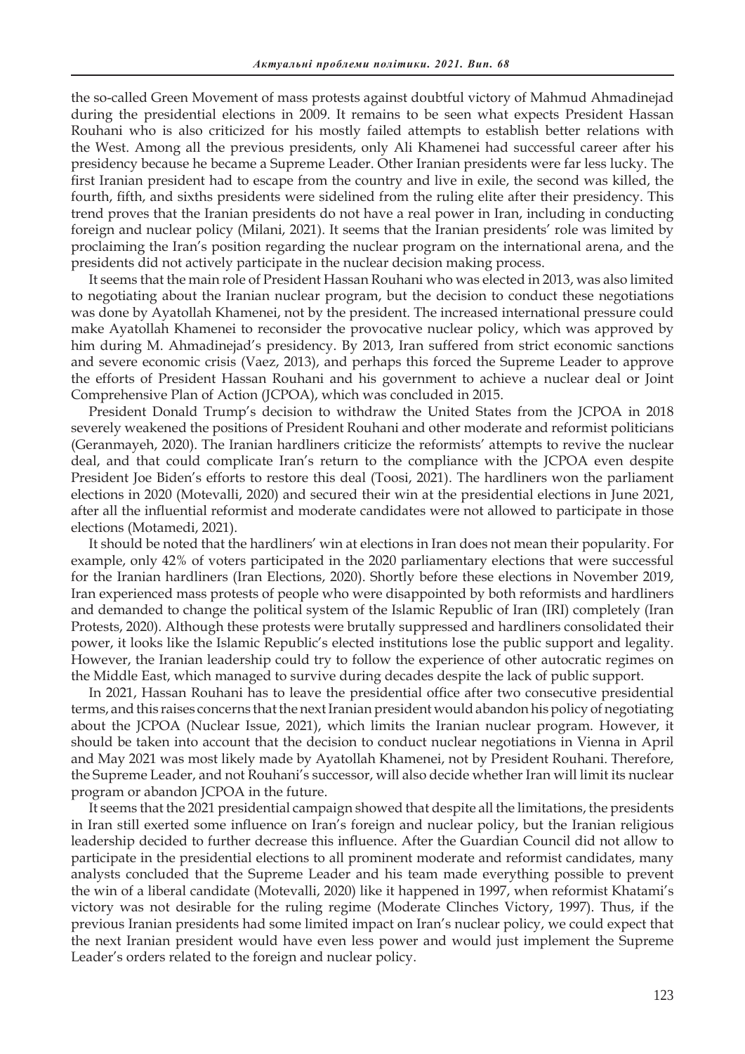the so-called Green Movement of mass protests against doubtful victory of Mahmud Ahmadinejad during the presidential elections in 2009. It remains to be seen what expects President Hassan Rouhani who is also criticized for his mostly failed attempts to establish better relations with the West. Among all the previous presidents, only Ali Khamenei had successful career after his presidency because he became a Supreme Leader. Other Iranian presidents were far less lucky. The first Iranian president had to escape from the country and live in exile, the second was killed, the fourth, fifth, and sixths presidents were sidelined from the ruling elite after their presidency. This trend proves that the Iranian presidents do not have a real power in Iran, including in conducting foreign and nuclear policy (Milani, 2021). It seems that the Iranian presidents' role was limited by proclaiming the Iran's position regarding the nuclear program on the international arena, and the presidents did not actively participate in the nuclear decision making process.

It seems that the main role of President Hassan Rouhani who was elected in 2013, was also limited to negotiating about the Iranian nuclear program, but the decision to conduct these negotiations was done by Ayatollah Khamenei, not by the president. The increased international pressure could make Ayatollah Khamenei to reconsider the provocative nuclear policy, which was approved by him during M. Ahmadinejad's presidency. By 2013, Iran suffered from strict economic sanctions and severe economic crisis (Vaez, 2013), and perhaps this forced the Supreme Leader to approve the efforts of President Hassan Rouhani and his government to achieve a nuclear deal or Joint Comprehensive Plan of Action (JCPOA), which was concluded in 2015.

President Donald Trump's decision to withdraw the United States from the JCPOA in 2018 severely weakened the positions of President Rouhani and other moderate and reformist politicians (Geranmayeh, 2020). The Iranian hardliners criticize the reformists' attempts to revive the nuclear deal, and that could complicate Iran's return to the compliance with the JCPOA even despite President Joe Biden's efforts to restore this deal (Toosi, 2021). The hardliners won the parliament elections in 2020 (Motevalli, 2020) and secured their win at the presidential elections in June 2021, after all the influential reformist and moderate candidates were not allowed to participate in those elections (Motamedi, 2021).

It should be noted that the hardliners' win at elections in Iran does not mean their popularity. For example, only 42% of voters participated in the 2020 parliamentary elections that were successful for the Iranian hardliners (Iran Elections, 2020). Shortly before these elections in November 2019, Iran experienced mass protests of people who were disappointed by both reformists and hardliners and demanded to change the political system of the Islamic Republic of Iran (IRI) completely (Iran Protests, 2020). Although these protests were brutally suppressed and hardliners consolidated their power, it looks like the Islamic Republic's elected institutions lose the public support and legality. However, the Iranian leadership could try to follow the experience of other autocratic regimes on the Middle East, which managed to survive during decades despite the lack of public support.

In 2021, Hassan Rouhani has to leave the presidential office after two consecutive presidential terms, and this raises concerns that the next Iranian president would abandon his policy of negotiating about the JCPOA (Nuclear Issue, 2021), which limits the Iranian nuclear program. However, it should be taken into account that the decision to conduct nuclear negotiations in Vienna in April and May 2021 was most likely made by Ayatollah Khamenei, not by President Rouhani. Therefore, the Supreme Leader, and not Rouhani's successor, will also decide whether Iran will limit its nuclear program or abandon JCPOA in the future.

It seems that the 2021 presidential campaign showed that despite all the limitations, the presidents in Iran still exerted some influence on Iran's foreign and nuclear policy, but the Iranian religious leadership decided to further decrease this influence. After the Guardian Council did not allow to participate in the presidential elections to all prominent moderate and reformist candidates, many analysts concluded that the Supreme Leader and his team made everything possible to prevent the win of a liberal candidate (Motevalli, 2020) like it happened in 1997, when reformist Khatami's victory was not desirable for the ruling regime (Moderate Clinches Victory, 1997). Thus, if the previous Iranian presidents had some limited impact on Iran's nuclear policy, we could expect that the next Iranian president would have even less power and would just implement the Supreme Leader's orders related to the foreign and nuclear policy.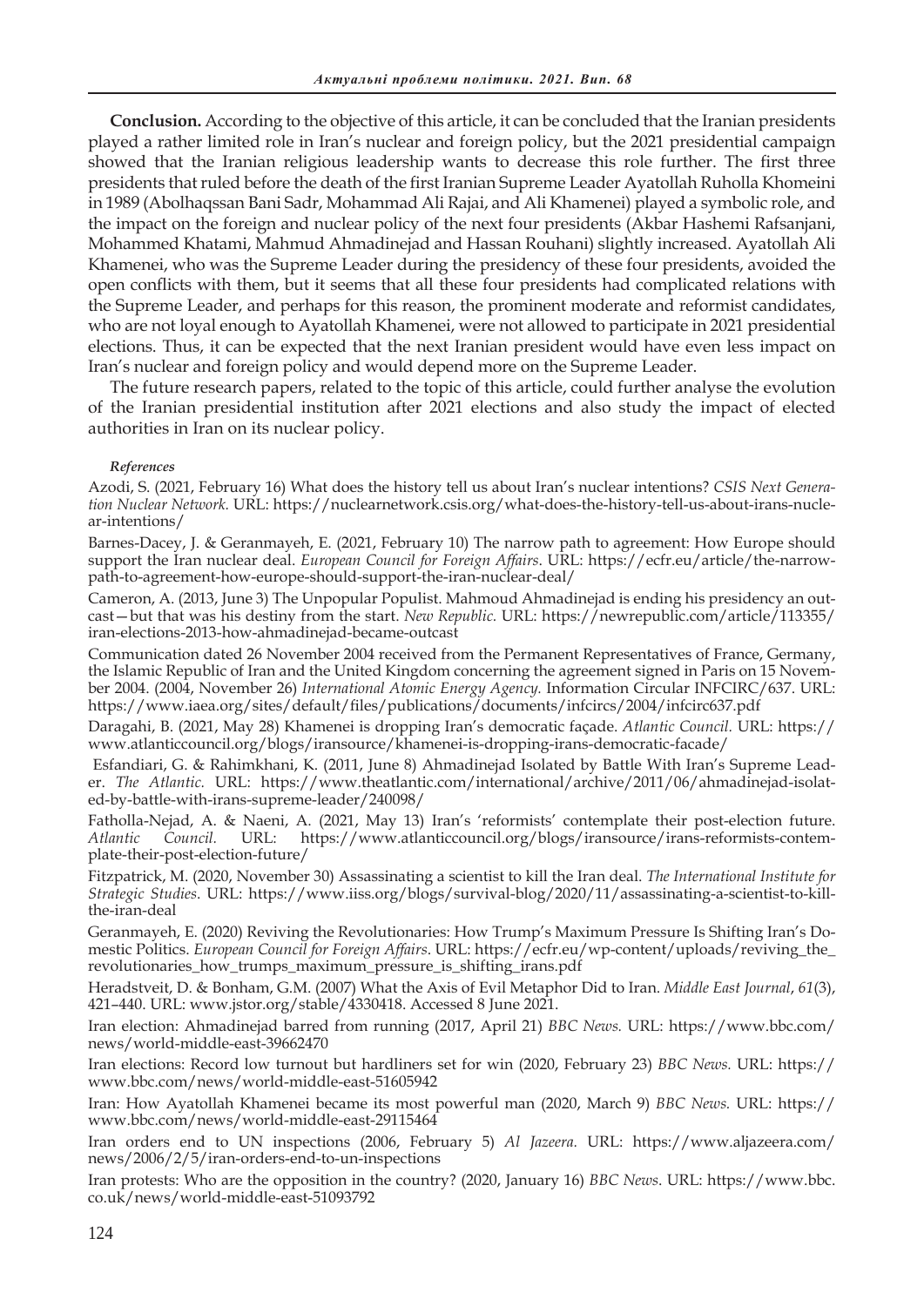**Conclusion.** According to the objective of this article, it can be concluded that the Iranian presidents played a rather limited role in Iran's nuclear and foreign policy, but the 2021 presidential campaign showed that the Iranian religious leadership wants to decrease this role further. The first three presidents that ruled before the death of the first Iranian Supreme Leader Ayatollah Ruholla Khomeini in 1989 (Abolhaqssan Bani Sadr, Mohammad Ali Rajai, and Ali Khamenei) played a symbolic role, and the impact on the foreign and nuclear policy of the next four presidents (Akbar Hashemi Rafsanjani, Mohammed Khatami, Mahmud Ahmadinejad and Hassan Rouhani) slightly increased. Ayatollah Ali Khamenei, who was the Supreme Leader during the presidency of these four presidents, avoided the open conflicts with them, but it seems that all these four presidents had complicated relations with the Supreme Leader, and perhaps for this reason, the prominent moderate and reformist candidates, who are not loyal enough to Ayatollah Khamenei, were not allowed to participate in 2021 presidential elections. Thus, it can be expected that the next Iranian president would have even less impact on Iran's nuclear and foreign policy and would depend more on the Supreme Leader.

The future research papers, related to the topic of this article, could further analyse the evolution of the Iranian presidential institution after 2021 elections and also study the impact of elected authorities in Iran on its nuclear policy.

***References***

Azodi, S. (2021, February 16) What does the history tell us about Iran's nuclear intentions? *CSIS Next Generation Nuclear Network.* URL: https://nuclearnetwork.csis.org/what-does-the-history-tell-us-about-irans-nuclear-intentions/

Barnes-Dacey, J. & Geranmayeh, E. (2021, February 10) The narrow path to agreement: How Europe should support the Iran nuclear deal. *European Council for Foreign Affairs*. URL: https://ecfr.eu/article/the-narrow-path-to-agreement-how-europe-should-support-the-iran-nuclear-deal/

Cameron, A. (2013, June 3) The Unpopular Populist. Mahmoud Ahmadinejad is ending his presidency an outcast—but that was his destiny from the start. *New Republic.* URL: https://newrepublic.com/article/113355/iran-elections-2013-how-ahmadinejad-became-outcast

Communication dated 26 November 2004 received from the Permanent Representatives of France, Germany, the Islamic Republic of Iran and the United Kingdom concerning the agreement signed in Paris on 15 November 2004. (2004, November 26) *International Atomic Energy Agency.* Information Circular INFCIRC/637. URL: https://www.iaea.org/sites/default/files/publications/documents/infcircs/2004/infcirc637.pdf

Daragahi, B. (2021, May 28) Khamenei is dropping Iran's democratic façade. *Atlantic Council.* URL: https://www.atlanticcouncil.org/blogs/iransource/khamenei-is-dropping-irans-democratic-facade/

Esfandiari, G. & Rahimkhani, K. (2011, June 8) Ahmadinejad Isolated by Battle With Iran's Supreme Leader. *The Atlantic.* URL: https://www.theatlantic.com/international/archive/2011/06/ahmadinejad-isolated-by-battle-with-irans-supreme-leader/240098/

Fatholla-Nejad, A. & Naeni, A. (2021, May 13) Iran's 'reformists' contemplate their post-election future. *Atlantic Council.* URL: https://www.atlanticcouncil.org/blogs/iransource/irans-reformists-contemplate-their-post-election-future/

Fitzpatrick, M. (2020, November 30) Assassinating a scientist to kill the Iran deal. *The International Institute for Strategic Studies*. URL: https://www.iiss.org/blogs/survival-blog/2020/11/assassinating-a-scientist-to-kill-the-iran-deal

Geranmayeh, E. (2020) Reviving the Revolutionaries: How Trump's Maximum Pressure Is Shifting Iran's Domestic Politics. *European Council for Foreign Affairs*. URL: https://ecfr.eu/wp-content/uploads/reviving_the_revolutionaries_how_trumps_maximum_pressure_is_shifting_irans.pdf

Heradstveit, D. & Bonham, G.M. (2007) What the Axis of Evil Metaphor Did to Iran. *Middle East Journal*, *61*(3), 421–440. URL: www.jstor.org/stable/4330418. Accessed 8 June 2021.

Iran election: Ahmadinejad barred from running (2017, April 21) *BBC News.* URL: https://www.bbc.com/news/world-middle-east-39662470

Iran elections: Record low turnout but hardliners set for win (2020, February 23) *BBC News.* URL: https://www.bbc.com/news/world-middle-east-51605942

Iran: How Ayatollah Khamenei became its most powerful man (2020, March 9) *BBC News.* URL: https://www.bbc.com/news/world-middle-east-29115464

Iran orders end to UN inspections (2006, February 5) *Al Jazeera.* URL: https://www.aljazeera.com/news/2006/2/5/iran-orders-end-to-un-inspections

Iran protests: Who are the opposition in the country? (2020, January 16) *BBC News*. URL: https://www.bbc.co.uk/news/world-middle-east-51093792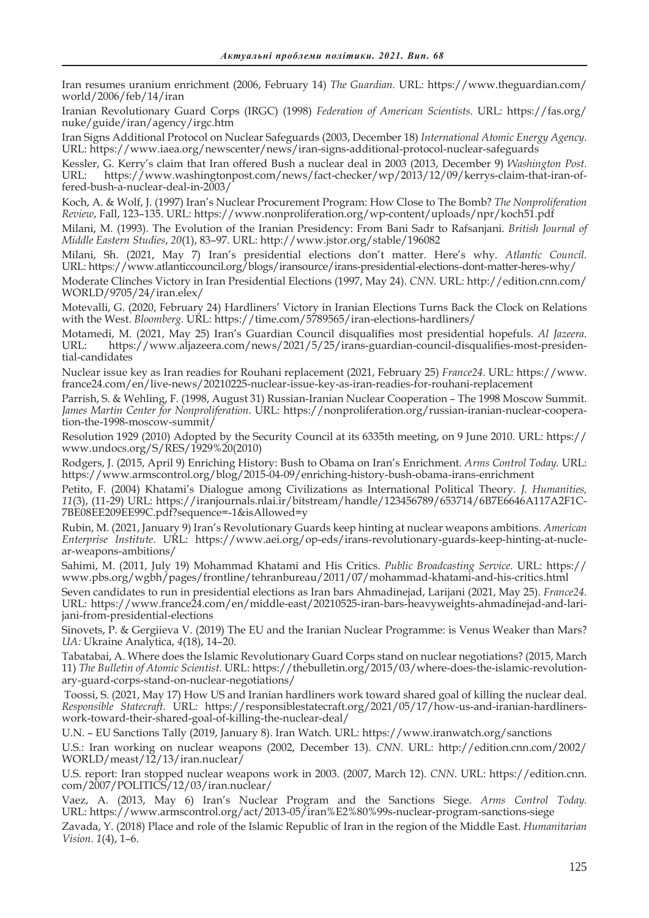Iran resumes uranium enrichment (2006, February 14) *The Guardian*. URL: https://www.theguardian.com/world/2006/feb/14/iran

Iranian Revolutionary Guard Corps (IRGC) (1998) *Federation of American Scientists*. URL: https://fas.org/nuke/guide/iran/agency/irgc.htm

Iran Signs Additional Protocol on Nuclear Safeguards (2003, December 18) *International Atomic Energy Agency*. URL: https://www.iaea.org/newscenter/news/iran-signs-additional-protocol-nuclear-safeguards

Kessler, G. Kerry's claim that Iran offered Bush a nuclear deal in 2003 (2013, December 9) *Washington Post*. URL: https://www.washingtonpost.com/news/fact-checker/wp/2013/12/09/kerrys-claim-that-iran-offered-bush-a-nuclear-deal-in-2003/

Koch, A. & Wolf, J. (1997) Iran's Nuclear Procurement Program: How Close to The Bomb? *The Nonproliferation Review*, Fall, 123–135. URL: https://www.nonproliferation.org/wp-content/uploads/npr/koch51.pdf

Milani, M. (1993). The Evolution of the Iranian Presidency: From Bani Sadr to Rafsanjani. *British Journal of Middle Eastern Studies*, *20*(1), 83–97. URL: http://www.jstor.org/stable/196082

Milani, Sh. (2021, May 7) Iran's presidential elections don't matter. Here's why. *Atlantic Council*. URL: https://www.atlanticcouncil.org/blogs/iransource/irans-presidential-elections-dont-matter-heres-why/

Moderate Clinches Victory in Iran Presidential Elections (1997, May 24). *CNN*. URL: http://edition.cnn.com/WORLD/9705/24/iran.elex/

Motevalli, G. (2020, February 24) Hardliners' Victory in Iranian Elections Turns Back the Clock on Relations with the West. *Bloomberg*. URL: https://time.com/5789565/iran-elections-hardliners/

Motamedi, M. (2021, May 25) Iran's Guardian Council disqualifies most presidential hopefuls. *Al Jazeera*. URL: https://www.aljazeera.com/news/2021/5/25/irans-guardian-council-disqualifies-most-presidential-candidates

Nuclear issue key as Iran readies for Rouhani replacement (2021, February 25) *France24*. URL: https://www.france24.com/en/live-news/20210225-nuclear-issue-key-as-iran-readies-for-rouhani-replacement

Parrish, S. & Wehling, F. (1998, August 31) Russian-Iranian Nuclear Cooperation – The 1998 Moscow Summit. *James Martin Center for Nonproliferation*. URL: https://nonproliferation.org/russian-iranian-nuclear-cooperation-the-1998-moscow-summit/

Resolution 1929 (2010) Adopted by the Security Council at its 6335th meeting, on 9 June 2010. URL: https://www.undocs.org/S/RES/1929%20(2010)

Rodgers, J. (2015, April 9) Enriching History: Bush to Obama on Iran's Enrichment. *Arms Control Today*. URL: https://www.armscontrol.org/blog/2015-04-09/enriching-history-bush-obama-irans-enrichment

Petito, F. (2004) Khatami's Dialogue among Civilizations as International Political Theory. *J. Humanities, 11*(3), (11-29) URL: https://iranjournals.nlai.ir/bitstream/handle/123456789/653714/6B7E6646A117A2F1C7BE08EE209EE99C.pdf?sequence=-1&isAllowed=y

Rubin, M. (2021, January 9) Iran's Revolutionary Guards keep hinting at nuclear weapons ambitions. *American Enterprise Institute*. URL: https://www.aei.org/op-eds/irans-revolutionary-guards-keep-hinting-at-nuclear-weapons-ambitions/

Sahimi, M. (2011, July 19) Mohammad Khatami and His Critics. *Public Broadcasting Service*. URL: https://www.pbs.org/wgbh/pages/frontline/tehranbureau/2011/07/mohammad-khatami-and-his-critics.html

Seven candidates to run in presidential elections as Iran bars Ahmadinejad, Larijani (2021, May 25). *France24*. URL: https://www.france24.com/en/middle-east/20210525-iran-bars-heavyweights-ahmadinejad-and-larijani-from-presidential-elections

Sinovets, P. & Gergiieva V. (2019) The EU and the Iranian Nuclear Programme: is Venus Weaker than Mars? *UA:* Ukraine Analytica, *4*(18), 14–20.

Tabatabai, A. Where does the Islamic Revolutionary Guard Corps stand on nuclear negotiations? (2015, March 11) *The Bulletin of Atomic Scientist*. URL: https://thebulletin.org/2015/03/where-does-the-islamic-revolutionary-guard-corps-stand-on-nuclear-negotiations/

Toossi, S. (2021, May 17) How US and Iranian hardliners work toward shared goal of killing the nuclear deal. *Responsible Statecraft*. URL: https://responsiblestatecraft.org/2021/05/17/how-us-and-iranian-hardliners-work-toward-their-shared-goal-of-killing-the-nuclear-deal/

U.N. – EU Sanctions Tally (2019, January 8). Iran Watch. URL: https://www.iranwatch.org/sanctions

U.S.: Iran working on nuclear weapons (2002, December 13). *CNN*. URL: http://edition.cnn.com/2002/WORLD/meast/12/13/iran.nuclear/

U.S. report: Iran stopped nuclear weapons work in 2003. (2007, March 12). *CNN*. URL: https://edition.cnn.com/2007/POLITICS/12/03/iran.nuclear/

Vaez, A. (2013, May 6) Iran's Nuclear Program and the Sanctions Siege. *Arms Control Today*. URL: https://www.armscontrol.org/act/2013-05/iran%E2%80%99s-nuclear-program-sanctions-siege

Zavada, Y. (2018) Place and role of the Islamic Republic of Iran in the region of the Middle East. *Humanitarian Vision*. *1*(4), 1–6.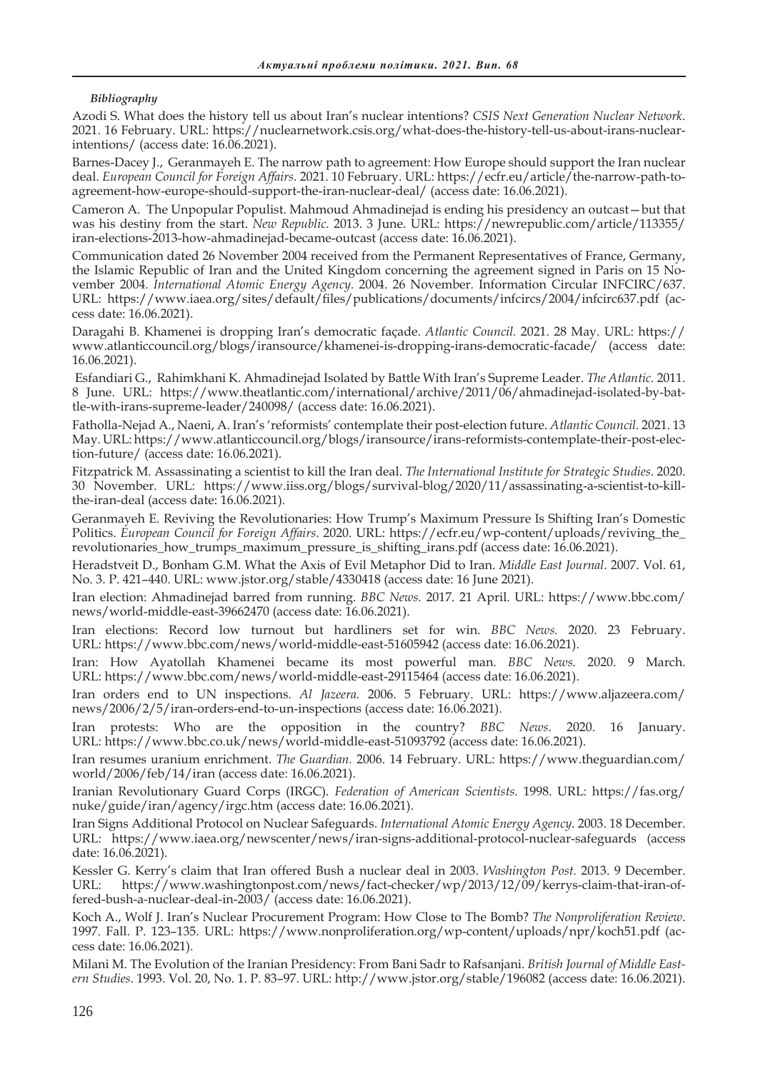***Bibliography***

Azodi S. What does the history tell us about Iran's nuclear intentions? *CSIS Next Generation Nuclear Network*. 2021. 16 February. URL: https://nuclearnetwork.csis.org/what-does-the-history-tell-us-about-irans-nuclear-intentions/ (access date: 16.06.2021).

Barnes-Dacey J., Geranmayeh E. The narrow path to agreement: How Europe should support the Iran nuclear deal. *European Council for Foreign Affairs*. 2021. 10 February. URL: https://ecfr.eu/article/the-narrow-path-to-agreement-how-europe-should-support-the-iran-nuclear-deal/ (access date: 16.06.2021).

Cameron A. The Unpopular Populist. Mahmoud Ahmadinejad is ending his presidency an outcast—but that was his destiny from the start. *New Republic.* 2013. 3 June. URL: https://newrepublic.com/article/113355/iran-elections-2013-how-ahmadinejad-became-outcast (access date: 16.06.2021).

Communication dated 26 November 2004 received from the Permanent Representatives of France, Germany, the Islamic Republic of Iran and the United Kingdom concerning the agreement signed in Paris on 15 November 2004. *International Atomic Energy Agency.* 2004. 26 November. Information Circular INFCIRC/637. URL: https://www.iaea.org/sites/default/files/publications/documents/infcircs/2004/infcirc637.pdf (access date: 16.06.2021).

Daragahi B. Khamenei is dropping Iran's democratic façade. *Atlantic Council.* 2021. 28 May. URL: https://www.atlanticcouncil.org/blogs/iransource/khamenei-is-dropping-irans-democratic-facade/ (access date: 16.06.2021).

Esfandiari G., Rahimkhani K. Ahmadinejad Isolated by Battle With Iran's Supreme Leader. *The Atlantic.* 2011. 8 June. URL: https://www.theatlantic.com/international/archive/2011/06/ahmadinejad-isolated-by-battle-with-irans-supreme-leader/240098/ (access date: 16.06.2021).

Fatholla-Nejad A., Naeni, A. Iran's 'reformists' contemplate their post-election future. *Atlantic Council.* 2021. 13 May. URL: https://www.atlanticcouncil.org/blogs/iransource/irans-reformists-contemplate-their-post-election-future/ (access date: 16.06.2021).

Fitzpatrick M. Assassinating a scientist to kill the Iran deal. *The International Institute for Strategic Studies*. 2020. 30 November. URL: https://www.iiss.org/blogs/survival-blog/2020/11/assassinating-a-scientist-to-kill-the-iran-deal (access date: 16.06.2021).

Geranmayeh E. Reviving the Revolutionaries: How Trump's Maximum Pressure Is Shifting Iran's Domestic Politics. *European Council for Foreign Affairs*. 2020. URL: https://ecfr.eu/wp-content/uploads/reviving_the_revolutionaries_how_trumps_maximum_pressure_is_shifting_irans.pdf (access date: 16.06.2021).

Heradstveit D., Bonham G.M. What the Axis of Evil Metaphor Did to Iran. *Middle East Journal*. 2007. Vol. 61, No. 3. P. 421–440. URL: www.jstor.org/stable/4330418 (access date: 16 June 2021).

Iran election: Ahmadinejad barred from running. *BBC News.* 2017. 21 April. URL: https://www.bbc.com/news/world-middle-east-39662470 (access date: 16.06.2021).

Iran elections: Record low turnout but hardliners set for win. *BBC News.* 2020. 23 February. URL: https://www.bbc.com/news/world-middle-east-51605942 (access date: 16.06.2021).

Iran: How Ayatollah Khamenei became its most powerful man. *BBC News.* 2020. 9 March. URL: https://www.bbc.com/news/world-middle-east-29115464 (access date: 16.06.2021).

Iran orders end to UN inspections. *Al Jazeera.* 2006. 5 February. URL: https://www.aljazeera.com/news/2006/2/5/iran-orders-end-to-un-inspections (access date: 16.06.2021).

Iran protests: Who are the opposition in the country? *BBC News*. 2020. 16 January. URL: https://www.bbc.co.uk/news/world-middle-east-51093792 (access date: 16.06.2021).

Iran resumes uranium enrichment. *The Guardian.* 2006. 14 February. URL: https://www.theguardian.com/world/2006/feb/14/iran (access date: 16.06.2021).

Iranian Revolutionary Guard Corps (IRGC). *Federation of American Scientists.* 1998. URL: https://fas.org/nuke/guide/iran/agency/irgc.htm (access date: 16.06.2021).

Iran Signs Additional Protocol on Nuclear Safeguards. *International Atomic Energy Agency.* 2003. 18 December. URL: https://www.iaea.org/newscenter/news/iran-signs-additional-protocol-nuclear-safeguards (access date: 16.06.2021).

Kessler G. Kerry's claim that Iran offered Bush a nuclear deal in 2003. *Washington Post.* 2013. 9 December. URL: https://www.washingtonpost.com/news/fact-checker/wp/2013/12/09/kerrys-claim-that-iran-offered-bush-a-nuclear-deal-in-2003/ (access date: 16.06.2021).

Koch A., Wolf J. Iran's Nuclear Procurement Program: How Close to The Bomb? *The Nonproliferation Review*. 1997. Fall. P. 123–135. URL: https://www.nonproliferation.org/wp-content/uploads/npr/koch51.pdf (access date: 16.06.2021).

Milani M. The Evolution of the Iranian Presidency: From Bani Sadr to Rafsanjani. *British Journal of Middle Eastern Studies*. 1993. Vol. 20, No. 1. P. 83–97. URL: http://www.jstor.org/stable/196082 (access date: 16.06.2021).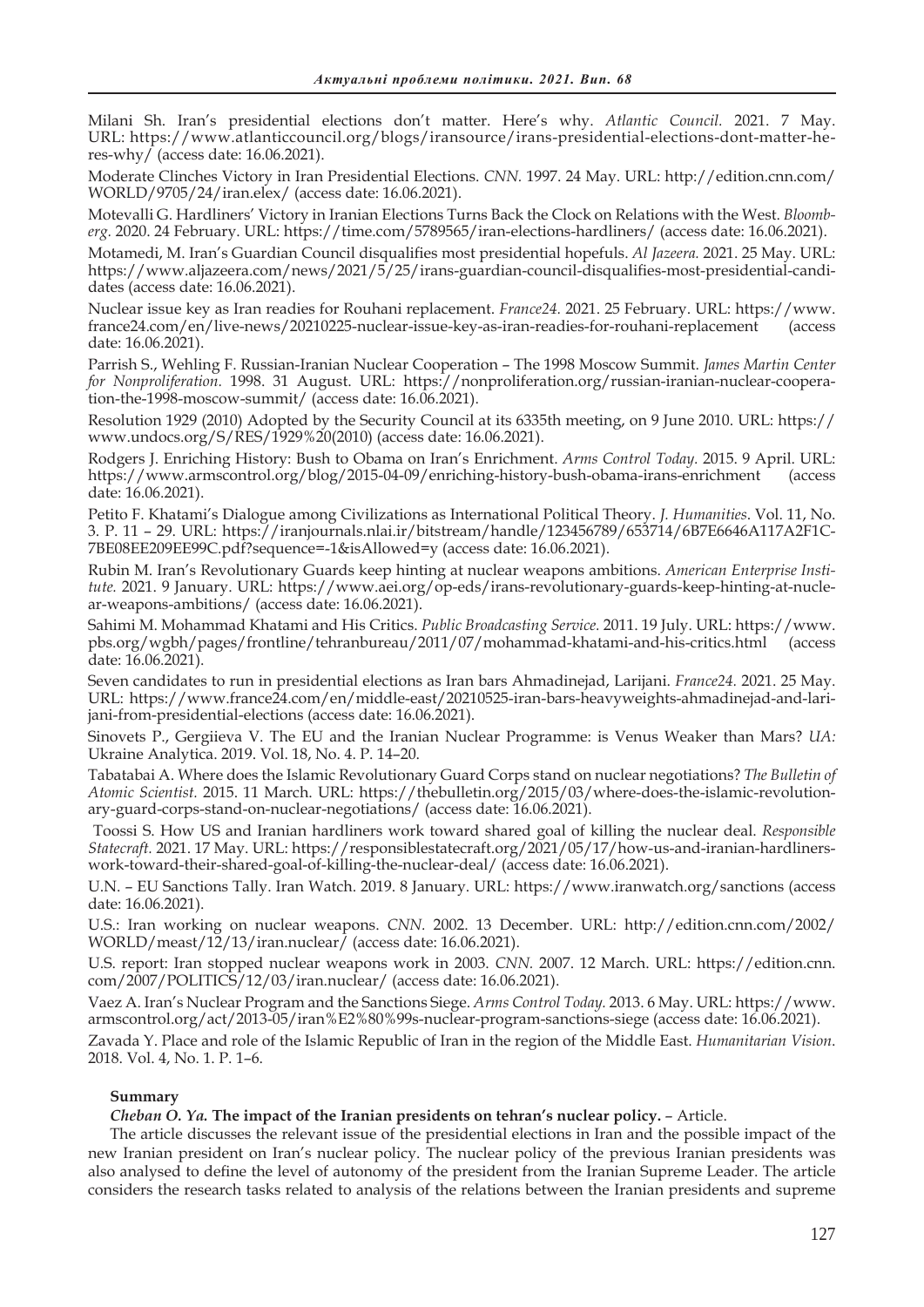Milani Sh. Iran's presidential elections don't matter. Here's why. *Atlantic Council*. 2021. 7 May. URL: https://www.atlanticcouncil.org/blogs/iransource/irans-presidential-elections-dont-matter-heres-why/ (access date: 16.06.2021).

Moderate Clinches Victory in Iran Presidential Elections. *CNN*. 1997. 24 May. URL: http://edition.cnn.com/WORLD/9705/24/iran.elex/ (access date: 16.06.2021).

Motevalli G. Hardliners' Victory in Iranian Elections Turns Back the Clock on Relations with the West. *Bloomberg*. 2020. 24 February. URL: https://time.com/5789565/iran-elections-hardliners/ (access date: 16.06.2021).

Motamedi, M. Iran's Guardian Council disqualifies most presidential hopefuls. *Al Jazeera*. 2021. 25 May. URL: https://www.aljazeera.com/news/2021/5/25/irans-guardian-council-disqualifies-most-presidential-candidates (access date: 16.06.2021).

Nuclear issue key as Iran readies for Rouhani replacement. *France24*. 2021. 25 February. URL: https://www.france24.com/en/live-news/20210225-nuclear-issue-key-as-iran-readies-for-rouhani-replacement (access date: 16.06.2021).

Parrish S., Wehling F. Russian-Iranian Nuclear Cooperation – The 1998 Moscow Summit. *James Martin Center for Nonproliferation*. 1998. 31 August. URL: https://nonproliferation.org/russian-iranian-nuclear-cooperation-the-1998-moscow-summit/ (access date: 16.06.2021).

Resolution 1929 (2010) Adopted by the Security Council at its 6335th meeting, on 9 June 2010. URL: https://www.undocs.org/S/RES/1929%20(2010) (access date: 16.06.2021).

Rodgers J. Enriching History: Bush to Obama on Iran's Enrichment. *Arms Control Today*. 2015. 9 April. URL: https://www.armscontrol.org/blog/2015-04-09/enriching-history-bush-obama-irans-enrichment (access date: 16.06.2021).

Petito F. Khatami's Dialogue among Civilizations as International Political Theory. *J. Humanities*. Vol. 11, No. 3. P. 11 – 29. URL: https://iranjournals.nlai.ir/bitstream/handle/123456789/653714/6B7E6646A117A2F1C7BE08EE209EE99C.pdf?sequence=-1&isAllowed=y (access date: 16.06.2021).

Rubin M. Iran's Revolutionary Guards keep hinting at nuclear weapons ambitions. *American Enterprise Institute*. 2021. 9 January. URL: https://www.aei.org/op-eds/irans-revolutionary-guards-keep-hinting-at-nuclear-weapons-ambitions/ (access date: 16.06.2021).

Sahimi M. Mohammad Khatami and His Critics. *Public Broadcasting Service*. 2011. 19 July. URL: https://www.pbs.org/wgbh/pages/frontline/tehranbureau/2011/07/mohammad-khatami-and-his-critics.html (access date: 16.06.2021).

Seven candidates to run in presidential elections as Iran bars Ahmadinejad, Larijani. *France24*. 2021. 25 May. URL: https://www.france24.com/en/middle-east/20210525-iran-bars-heavyweights-ahmadinejad-and-larijani-from-presidential-elections (access date: 16.06.2021).

Sinovets P., Gergiieva V. The EU and the Iranian Nuclear Programme: is Venus Weaker than Mars? *UA:* Ukraine Analytica. 2019. Vol. 18, No. 4. P. 14–20.

Tabatabai A. Where does the Islamic Revolutionary Guard Corps stand on nuclear negotiations? *The Bulletin of Atomic Scientist*. 2015. 11 March. URL: https://thebulletin.org/2015/03/where-does-the-islamic-revolutionary-guard-corps-stand-on-nuclear-negotiations/ (access date: 16.06.2021).

Toossi S. How US and Iranian hardliners work toward shared goal of killing the nuclear deal. *Responsible Statecraft*. 2021. 17 May. URL: https://responsiblestatecraft.org/2021/05/17/how-us-and-iranian-hardliners-work-toward-their-shared-goal-of-killing-the-nuclear-deal/ (access date: 16.06.2021).

U.N. – EU Sanctions Tally. Iran Watch. 2019. 8 January. URL: https://www.iranwatch.org/sanctions (access date: 16.06.2021).

U.S.: Iran working on nuclear weapons. *CNN*. 2002. 13 December. URL: http://edition.cnn.com/2002/WORLD/meast/12/13/iran.nuclear/ (access date: 16.06.2021).

U.S. report: Iran stopped nuclear weapons work in 2003. *CNN*. 2007. 12 March. URL: https://edition.cnn.com/2007/POLITICS/12/03/iran.nuclear/ (access date: 16.06.2021).

Vaez A. Iran's Nuclear Program and the Sanctions Siege. *Arms Control Today*. 2013. 6 May. URL: https://www.armscontrol.org/act/2013-05/iran%E2%80%99s-nuclear-program-sanctions-siege (access date: 16.06.2021).

Zavada Y. Place and role of the Islamic Republic of Iran in the region of the Middle East. *Humanitarian Vision*. 2018. Vol. 4, No. 1. P. 1–6.

**Summary**

***Cheban O. Ya.* The impact of the Iranian presidents on tehran's nuclear policy.** – Article.

The article discusses the relevant issue of the presidential elections in Iran and the possible impact of the new Iranian president on Iran's nuclear policy. The nuclear policy of the previous Iranian presidents was also analysed to define the level of autonomy of the president from the Iranian Supreme Leader. The article considers the research tasks related to analysis of the relations between the Iranian presidents and supreme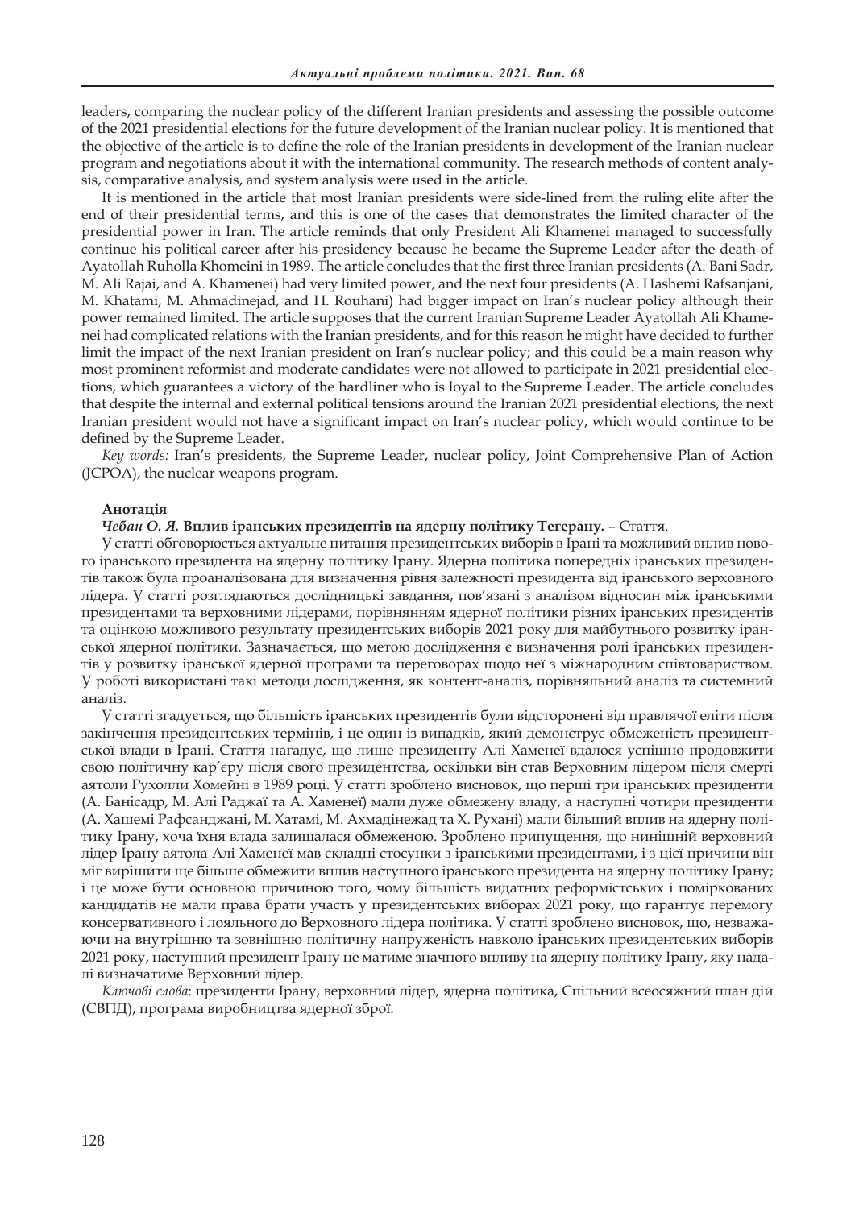leaders, comparing the nuclear policy of the different Iranian presidents and assessing the possible outcome of the 2021 presidential elections for the future development of the Iranian nuclear policy. It is mentioned that the objective of the article is to define the role of the Iranian presidents in development of the Iranian nuclear program and negotiations about it with the international community. The research methods of content analysis, comparative analysis, and system analysis were used in the article.

It is mentioned in the article that most Iranian presidents were side-lined from the ruling elite after the end of their presidential terms, and this is one of the cases that demonstrates the limited character of the presidential power in Iran. The article reminds that only President Ali Khamenei managed to successfully continue his political career after his presidency because he became the Supreme Leader after the death of Ayatollah Ruholla Khomeini in 1989. The article concludes that the first three Iranian presidents (A. Bani Sadr, M. Ali Rajai, and A. Khamenei) had very limited power, and the next four presidents (A. Hashemi Rafsanjani, M. Khatami, M. Ahmadinejad, and H. Rouhani) had bigger impact on Iran's nuclear policy although their power remained limited. The article supposes that the current Iranian Supreme Leader Ayatollah Ali Khamenei had complicated relations with the Iranian presidents, and for this reason he might have decided to further limit the impact of the next Iranian president on Iran's nuclear policy; and this could be a main reason why most prominent reformist and moderate candidates were not allowed to participate in 2021 presidential elections, which guarantees a victory of the hardliner who is loyal to the Supreme Leader. The article concludes that despite the internal and external political tensions around the Iranian 2021 presidential elections, the next Iranian president would not have a significant impact on Iran's nuclear policy, which would continue to be defined by the Supreme Leader.

*Key words:* Iran's presidents, the Supreme Leader, nuclear policy, Joint Comprehensive Plan of Action (JCPOA), the nuclear weapons program.

**Анотація**

***Чебан О. Я.* Вплив іранських президентів на ядерну політику Тегерану.** – Стаття.

У статті обговорюються актуальні питання президентських виборів в Ірані та можливий вплив нового іранського президента на ядерну політику Ірану. Ядерна політика попередніх іранських президентів також була проаналізована для визначення рівня залежності президента від іранського верховного лідера. У статті розглядаються дослідницькі завдання, пов'язані з аналізом відносин між іранськими президентами та верховними лідерами, порівнянням ядерної політики різних іранських президентів та оцінкою можливого результату президентських виборів 2021 року для майбутнього розвитку іранської ядерної політики. Зазначається, що метою дослідження є визначення ролі іранських президентів у розвитку іранської ядерної програми та переговорах щодо неї з міжнародним співтовариством. У роботі використані такі методи дослідження, як контент-аналіз, порівняльний аналіз та системний аналіз.

У статті згадується, що більшість іранських президентів були відсторонені від правлячої еліти після закінчення президентських термінів, і це один із випадків, який демонструє обмеженість президентської влади в Ірані. Стаття нагадує, що лише президенту Алі Хаменеї вдалося успішно продовжити свою політичну кар'єру після свого президентства, оскільки він став Верховним лідером після смерті аятоли Рухолли Хомейні в 1989 році. У статті зроблено висновок, що перші три іранських президенти (А. Банісадр, М. Алі Раджаї та А. Хаменеї) мали дуже обмежену владу, а наступні чотири президенти (А. Хашемі Рафсанджані, М. Хатамі, М. Ахмадінежад та Х. Рухані) мали більший вплив на ядерну політику Ірану, хоча їхня влада залишалася обмеженою. Зроблено припущення, що нинішній верховний лідер Ірану аятола Алі Хаменеї мав складні стосунки з іранськими президентами, і з цієї причини він міг вирішити ще більше обмежити вплив наступного іранського президента на ядерну політику Ірану; і це може бути основною причиною того, чому більшість видатних реформістських і поміркованих кандидатів не мали права брати участь у президентських виборах 2021 року, що гарантує перемогу консервативного і лояльного до Верховного лідера політика. У статті зроблено висновок, що, незважаючи на внутрішню та зовнішню політичну напруженість навколо іранських президентських виборів 2021 року, наступний президент Ірану не матиме значного впливу на ядерну політику Ірану, яку надалі визначатиме Верховний лідер.

*Ключові слова*: президенти Ірану, верховний лідер, ядерна політика, Спільний всеосяжний план дій (СВПД), програма виробництва ядерної зброї.